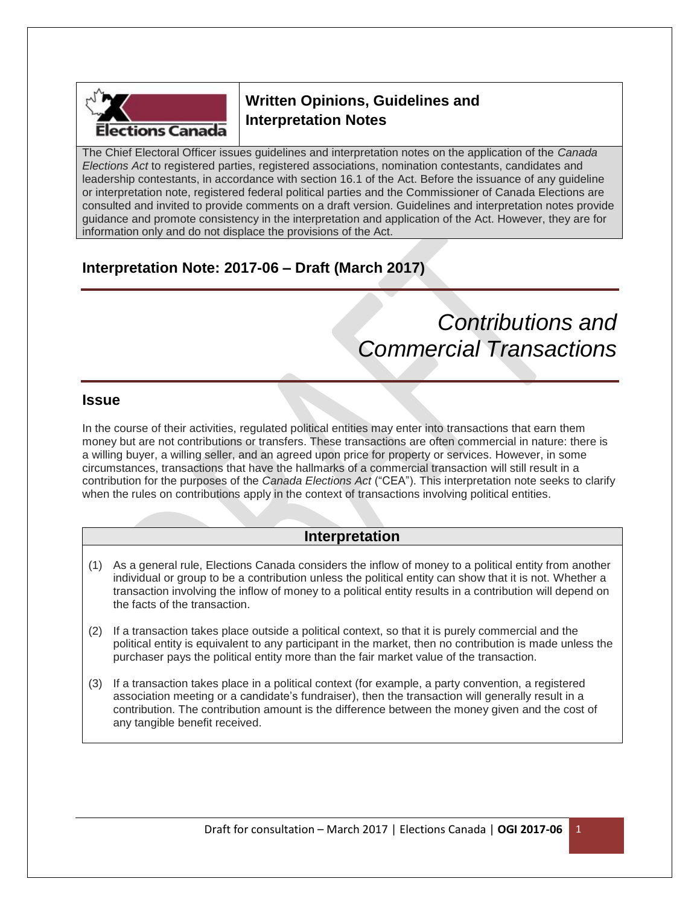## Written Opinions, Guidelines and Interpretation Notes

The Chief Electoral Officer issues guidelines and interpretation notes on the application of the *Canada Elections Act* to registered parties, registered associations, nomination contestants, candidates and leadership contestants, in accordance with section 16.1 of the Act. Before the issuance of any guideline or interpretation note, registered federal political parties and the Commissioner of Canada Elections are consulted and invited to provide comments on a draft version. Guidelines and interpretation notes provide guidance and promote consistency in the interpretation and application of the Act. However, they are for information only and do not displace the provisions of the Act.

## Interpretation Note: 2017-06 – Draft (March 2017)

# *Contributions and Commercial Transactions*

## Issue

In the course of their activities, regulated political entities may enter into transactions that earn them money but are not contributions or transfers. These transactions are often commercial in nature: there is a willing buyer, a willing seller, and an agreed upon price for property or services. However, in some circumstances, transactions that have the hallmarks of a commercial transaction will still result in a contribution for the purposes of the *Canada Elections Act* ("CEA"). This interpretation note seeks to clarify when the rules on contributions apply in the context of transactions involving political entities.

## Interpretation

(1) As a general rule, Elections Canada considers the inflow of money to a political entity from another individual or group to be a contribution unless the political entity can show that it is not. Whether a transaction involving the inflow of money to a political entity results in a contribution will depend on the facts of the transaction.

(2) If a transaction takes place outside a political context, so that it is purely commercial and the political entity is equivalent to any participant in the market, then no contribution is made unless the purchaser pays the political entity more than the fair market value of the transaction.

(3) If a transaction takes place in a political context (for example, a party convention, a registered association meeting or a candidate's fundraiser), then the transaction will generally result in a contribution. The contribution amount is the difference between the money given and the cost of any tangible benefit received.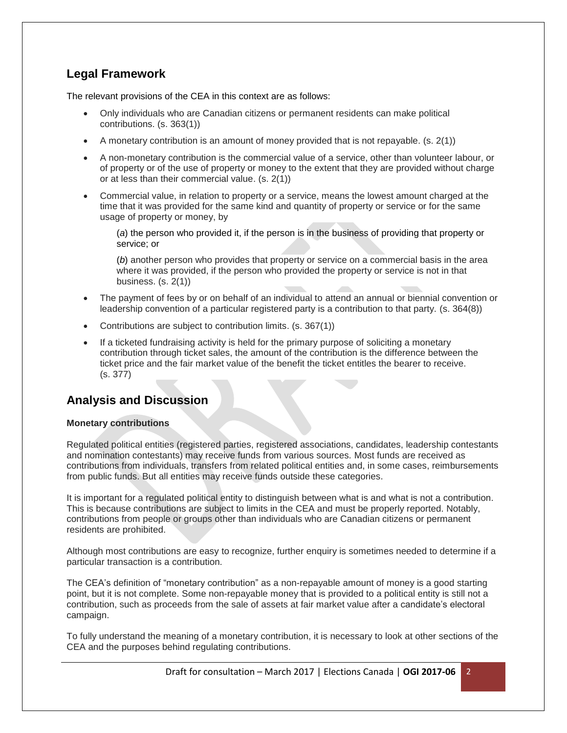## Legal Framework

The relevant provisions of the CEA in this context are as follows:

- Only individuals who are Canadian citizens or permanent residents can make political contributions. (s. 363(1))
- A monetary contribution is an amount of money provided that is not repayable. (s. 2(1))
- A non-monetary contribution is the commercial value of a service, other than volunteer labour, or of property or of the use of property or money to the extent that they are provided without charge or at less than their commercial value. (s. 2(1))
- Commercial value, in relation to property or a service, means the lowest amount charged at the time that it was provided for the same kind and quantity of property or service or for the same usage of property or money, by

  (*a*) the person who provided it, if the person is in the business of providing that property or service; or

  (*b*) another person who provides that property or service on a commercial basis in the area where it was provided, if the person who provided the property or service is not in that business. (s. 2(1))
- The payment of fees by or on behalf of an individual to attend an annual or biennial convention or leadership convention of a particular registered party is a contribution to that party. (s. 364(8))
- Contributions are subject to contribution limits. (s. 367(1))
- If a ticketed fundraising activity is held for the primary purpose of soliciting a monetary contribution through ticket sales, the amount of the contribution is the difference between the ticket price and the fair market value of the benefit the ticket entitles the bearer to receive. (s. 377)

## Analysis and Discussion

**Monetary contributions**

Regulated political entities (registered parties, registered associations, candidates, leadership contestants and nomination contestants) may receive funds from various sources. Most funds are received as contributions from individuals, transfers from related political entities and, in some cases, reimbursements from public funds. But all entities may receive funds outside these categories.

It is important for a regulated political entity to distinguish between what is and what is not a contribution. This is because contributions are subject to limits in the CEA and must be properly reported. Notably, contributions from people or groups other than individuals who are Canadian citizens or permanent residents are prohibited.

Although most contributions are easy to recognize, further enquiry is sometimes needed to determine if a particular transaction is a contribution.

The CEA's definition of "monetary contribution" as a non-repayable amount of money is a good starting point, but it is not complete. Some non-repayable money that is provided to a political entity is still not a contribution, such as proceeds from the sale of assets at fair market value after a candidate's electoral campaign.

To fully understand the meaning of a monetary contribution, it is necessary to look at other sections of the CEA and the purposes behind regulating contributions.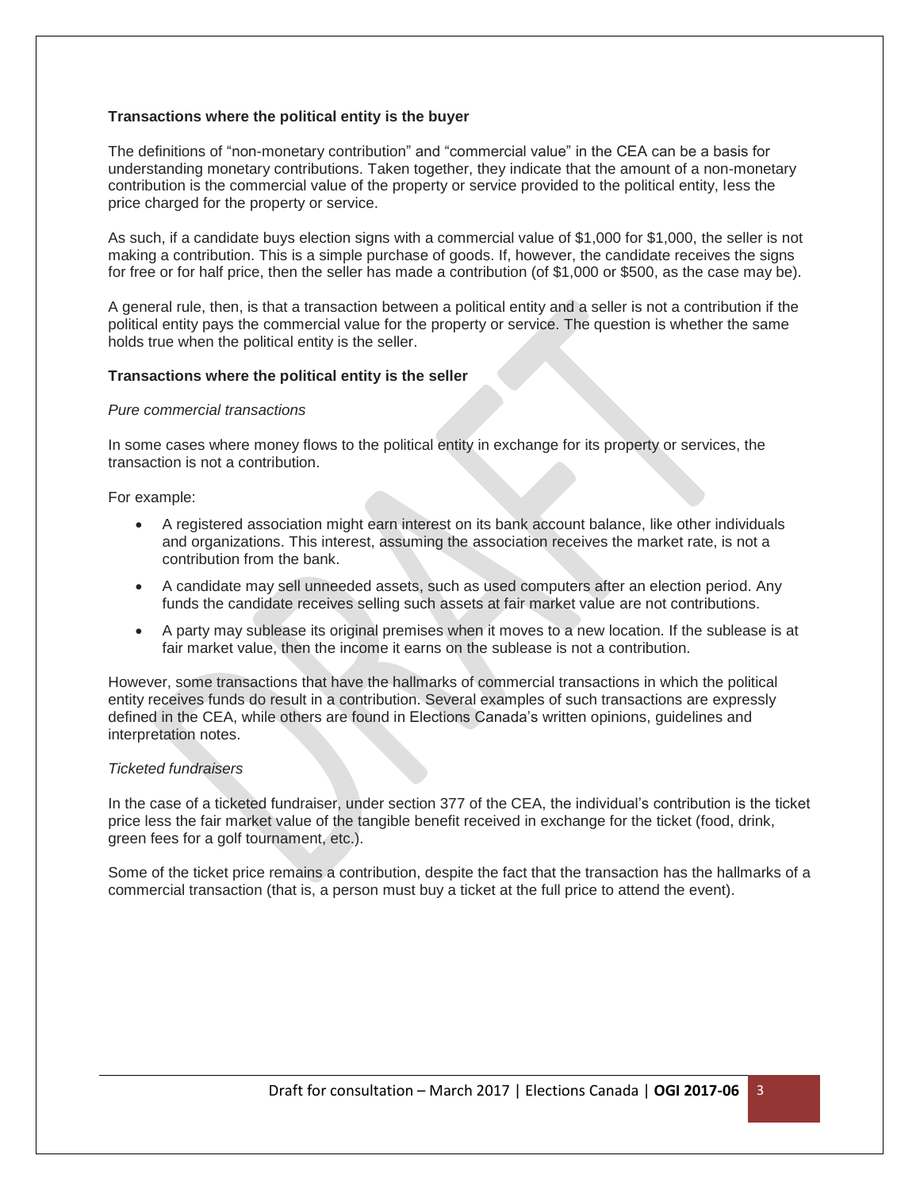### Transactions where the political entity is the buyer

The definitions of “non-monetary contribution” and “commercial value” in the CEA can be a basis for understanding monetary contributions. Taken together, they indicate that the amount of a non-monetary contribution is the commercial value of the property or service provided to the political entity, less the price charged for the property or service.

As such, if a candidate buys election signs with a commercial value of $1,000 for $1,000, the seller is not making a contribution. This is a simple purchase of goods. If, however, the candidate receives the signs for free or for half price, then the seller has made a contribution (of $1,000 or $500, as the case may be).

A general rule, then, is that a transaction between a political entity and a seller is not a contribution if the political entity pays the commercial value for the property or service. The question is whether the same holds true when the political entity is the seller.

### Transactions where the political entity is the seller

*Pure commercial transactions*

In some cases where money flows to the political entity in exchange for its property or services, the transaction is not a contribution.

For example:

- A registered association might earn interest on its bank account balance, like other individuals and organizations. This interest, assuming the association receives the market rate, is not a contribution from the bank.
- A candidate may sell unneeded assets, such as used computers after an election period. Any funds the candidate receives selling such assets at fair market value are not contributions.
- A party may sublease its original premises when it moves to a new location. If the sublease is at fair market value, then the income it earns on the sublease is not a contribution.

However, some transactions that have the hallmarks of commercial transactions in which the political entity receives funds do result in a contribution. Several examples of such transactions are expressly defined in the CEA, while others are found in Elections Canada’s written opinions, guidelines and interpretation notes.

*Ticketed fundraisers*

In the case of a ticketed fundraiser, under section 377 of the CEA, the individual’s contribution is the ticket price less the fair market value of the tangible benefit received in exchange for the ticket (food, drink, green fees for a golf tournament, etc.).

Some of the ticket price remains a contribution, despite the fact that the transaction has the hallmarks of a commercial transaction (that is, a person must buy a ticket at the full price to attend the event).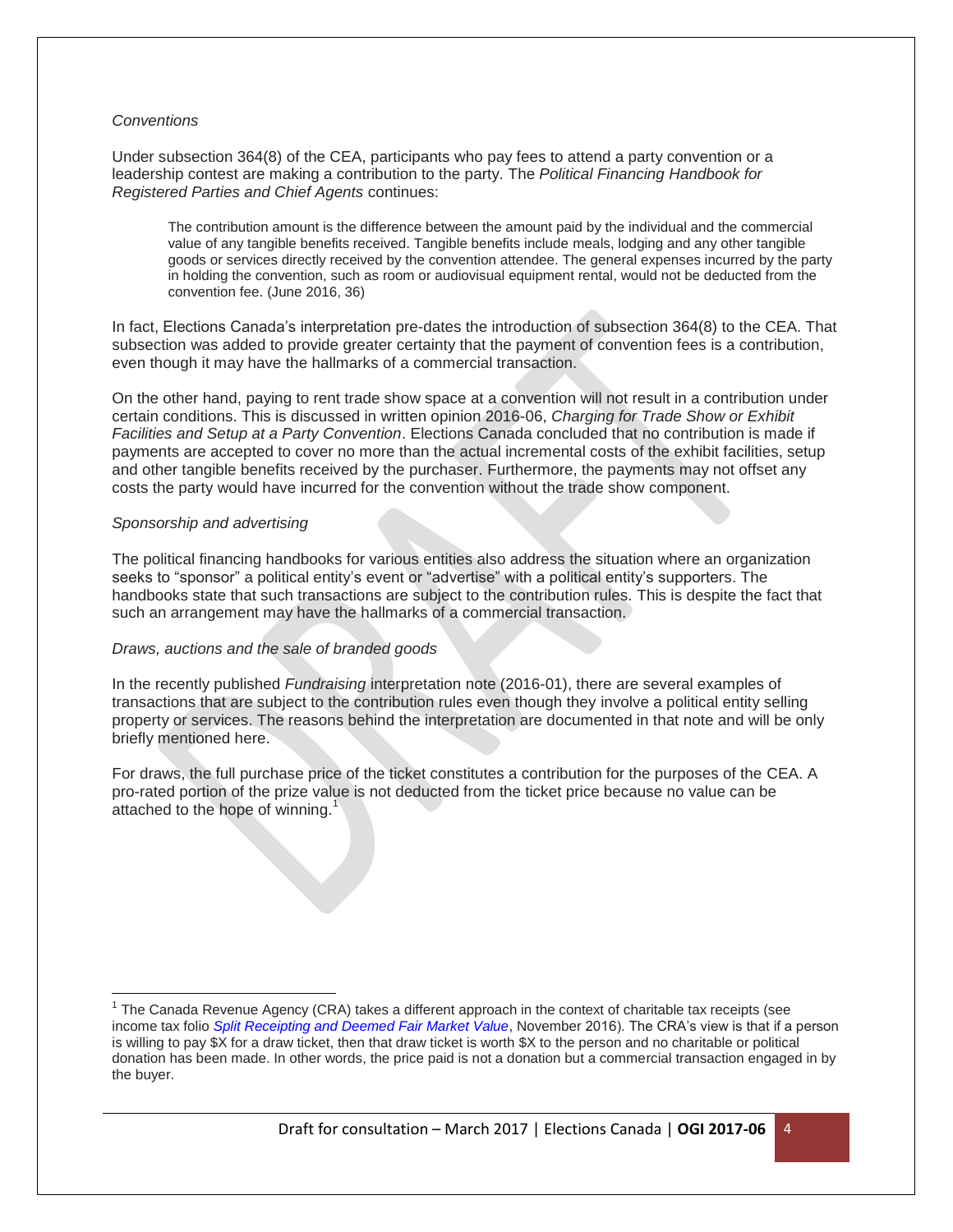*Conventions*

Under subsection 364(8) of the CEA, participants who pay fees to attend a party convention or a leadership contest are making a contribution to the party. The *Political Financing Handbook for Registered Parties and Chief Agents* continues:

> The contribution amount is the difference between the amount paid by the individual and the commercial value of any tangible benefits received. Tangible benefits include meals, lodging and any other tangible goods or services directly received by the convention attendee. The general expenses incurred by the party in holding the convention, such as room or audiovisual equipment rental, would not be deducted from the convention fee. (June 2016, 36)

In fact, Elections Canada's interpretation pre-dates the introduction of subsection 364(8) to the CEA. That subsection was added to provide greater certainty that the payment of convention fees is a contribution, even though it may have the hallmarks of a commercial transaction.

On the other hand, paying to rent trade show space at a convention will not result in a contribution under certain conditions. This is discussed in written opinion 2016-06, *Charging for Trade Show or Exhibit Facilities and Setup at a Party Convention*. Elections Canada concluded that no contribution is made if payments are accepted to cover no more than the actual incremental costs of the exhibit facilities, setup and other tangible benefits received by the purchaser. Furthermore, the payments may not offset any costs the party would have incurred for the convention without the trade show component.

*Sponsorship and advertising*

The political financing handbooks for various entities also address the situation where an organization seeks to "sponsor" a political entity's event or "advertise" with a political entity's supporters. The handbooks state that such transactions are subject to the contribution rules. This is despite the fact that such an arrangement may have the hallmarks of a commercial transaction.

*Draws, auctions and the sale of branded goods*

In the recently published *Fundraising* interpretation note (2016-01), there are several examples of transactions that are subject to the contribution rules even though they involve a political entity selling property or services. The reasons behind the interpretation are documented in that note and will be only briefly mentioned here.

For draws, the full purchase price of the ticket constitutes a contribution for the purposes of the CEA. A pro-rated portion of the prize value is not deducted from the ticket price because no value can be attached to the hope of winning.[1]

---

[1] The Canada Revenue Agency (CRA) takes a different approach in the context of charitable tax receipts (see income tax folio *Split Receipting and Deemed Fair Market Value*, November 2016). The CRA's view is that if a person is willing to pay $X for a draw ticket, then that draw ticket is worth $X to the person and no charitable or political donation has been made. In other words, the price paid is not a donation but a commercial transaction engaged in by the buyer.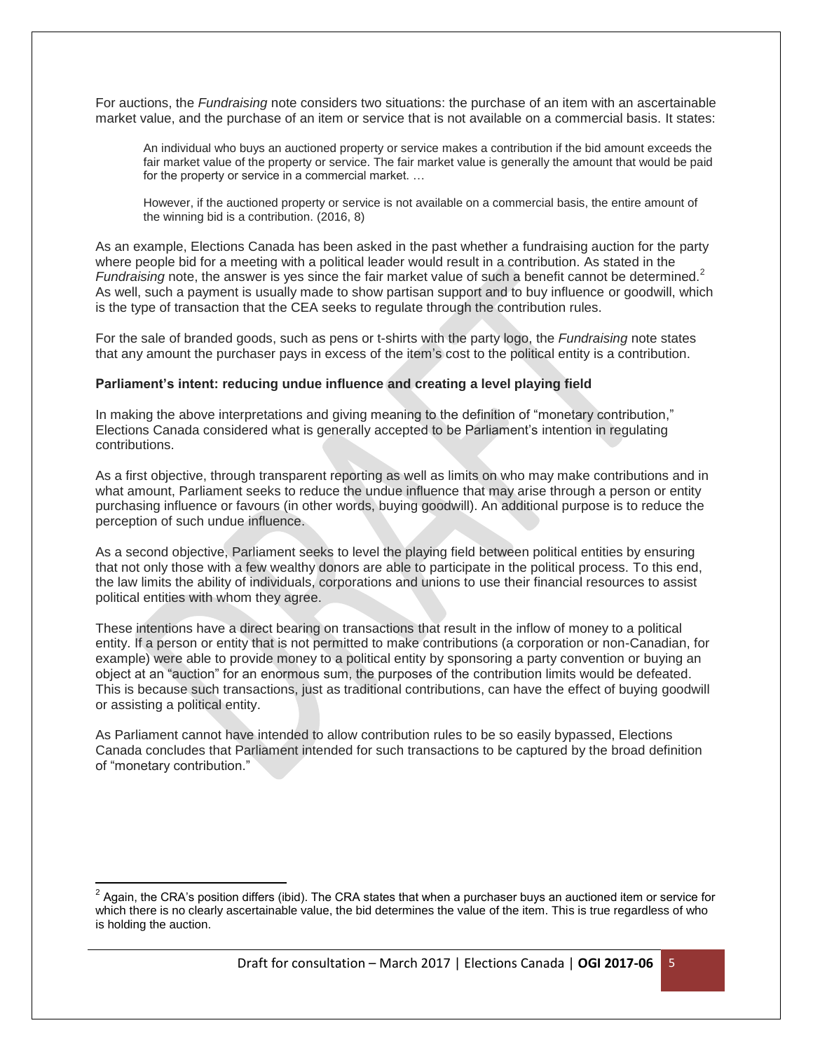For auctions, the *Fundraising* note considers two situations: the purchase of an item with an ascertainable market value, and the purchase of an item or service that is not available on a commercial basis. It states:

> An individual who buys an auctioned property or service makes a contribution if the bid amount exceeds the fair market value of the property or service. The fair market value is generally the amount that would be paid for the property or service in a commercial market. …
>
> However, if the auctioned property or service is not available on a commercial basis, the entire amount of the winning bid is a contribution. (2016, 8)

As an example, Elections Canada has been asked in the past whether a fundraising auction for the party where people bid for a meeting with a political leader would result in a contribution. As stated in the *Fundraising* note, the answer is yes since the fair market value of such a benefit cannot be determined.[2] As well, such a payment is usually made to show partisan support and to buy influence or goodwill, which is the type of transaction that the CEA seeks to regulate through the contribution rules.

For the sale of branded goods, such as pens or t-shirts with the party logo, the *Fundraising* note states that any amount the purchaser pays in excess of the item's cost to the political entity is a contribution.

**Parliament's intent: reducing undue influence and creating a level playing field**

In making the above interpretations and giving meaning to the definition of "monetary contribution," Elections Canada considered what is generally accepted to be Parliament's intention in regulating contributions.

As a first objective, through transparent reporting as well as limits on who may make contributions and in what amount, Parliament seeks to reduce the undue influence that may arise through a person or entity purchasing influence or favours (in other words, buying goodwill). An additional purpose is to reduce the perception of such undue influence.

As a second objective, Parliament seeks to level the playing field between political entities by ensuring that not only those with a few wealthy donors are able to participate in the political process. To this end, the law limits the ability of individuals, corporations and unions to use their financial resources to assist political entities with whom they agree.

These intentions have a direct bearing on transactions that result in the inflow of money to a political entity. If a person or entity that is not permitted to make contributions (a corporation or non-Canadian, for example) were able to provide money to a political entity by sponsoring a party convention or buying an object at an "auction" for an enormous sum, the purposes of the contribution limits would be defeated. This is because such transactions, just as traditional contributions, can have the effect of buying goodwill or assisting a political entity.

As Parliament cannot have intended to allow contribution rules to be so easily bypassed, Elections Canada concludes that Parliament intended for such transactions to be captured by the broad definition of "monetary contribution."

---

[2] Again, the CRA's position differs (ibid). The CRA states that when a purchaser buys an auctioned item or service for which there is no clearly ascertainable value, the bid determines the value of the item. This is true regardless of who is holding the auction.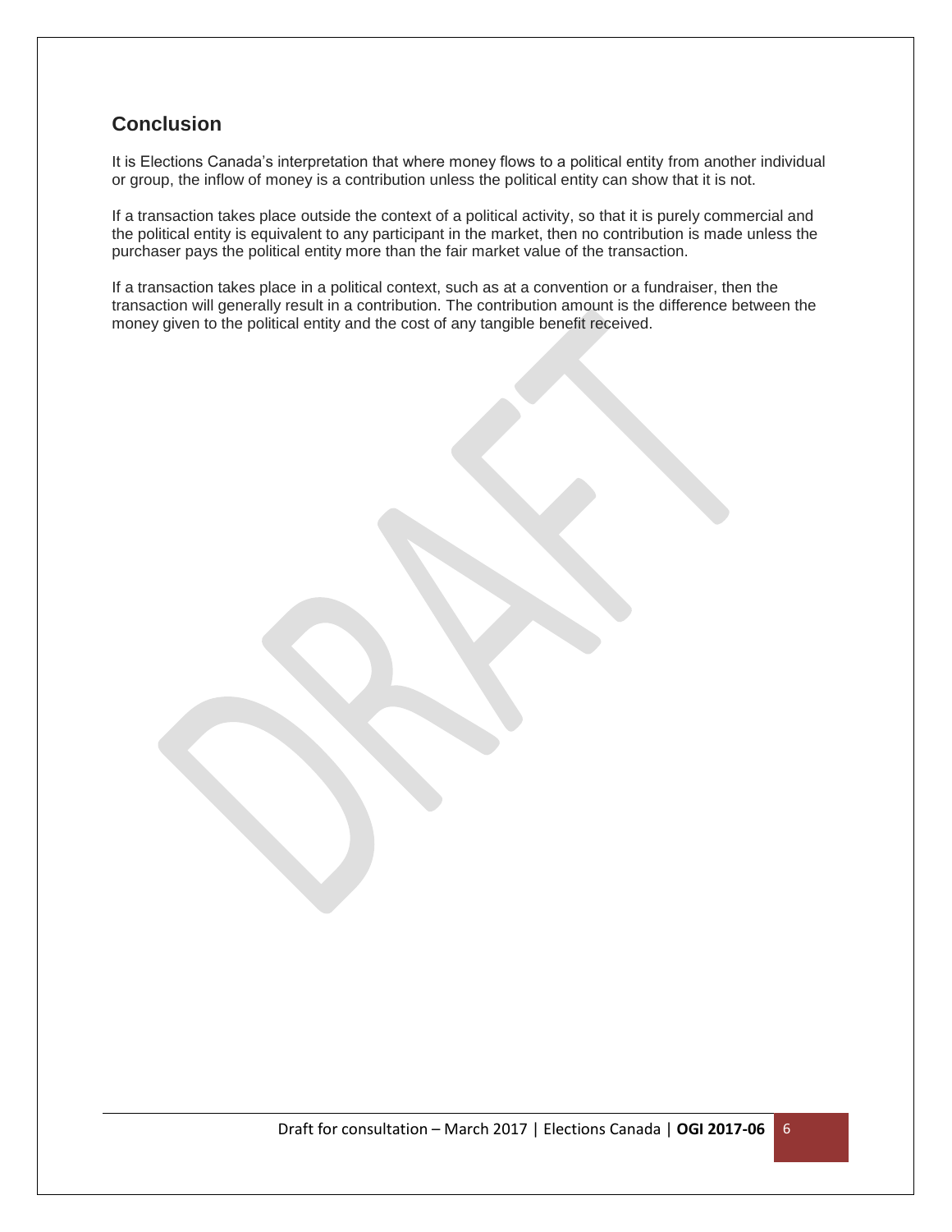## Conclusion

It is Elections Canada's interpretation that where money flows to a political entity from another individual or group, the inflow of money is a contribution unless the political entity can show that it is not.

If a transaction takes place outside the context of a political activity, so that it is purely commercial and the political entity is equivalent to any participant in the market, then no contribution is made unless the purchaser pays the political entity more than the fair market value of the transaction.

If a transaction takes place in a political context, such as at a convention or a fundraiser, then the transaction will generally result in a contribution. The contribution amount is the difference between the money given to the political entity and the cost of any tangible benefit received.